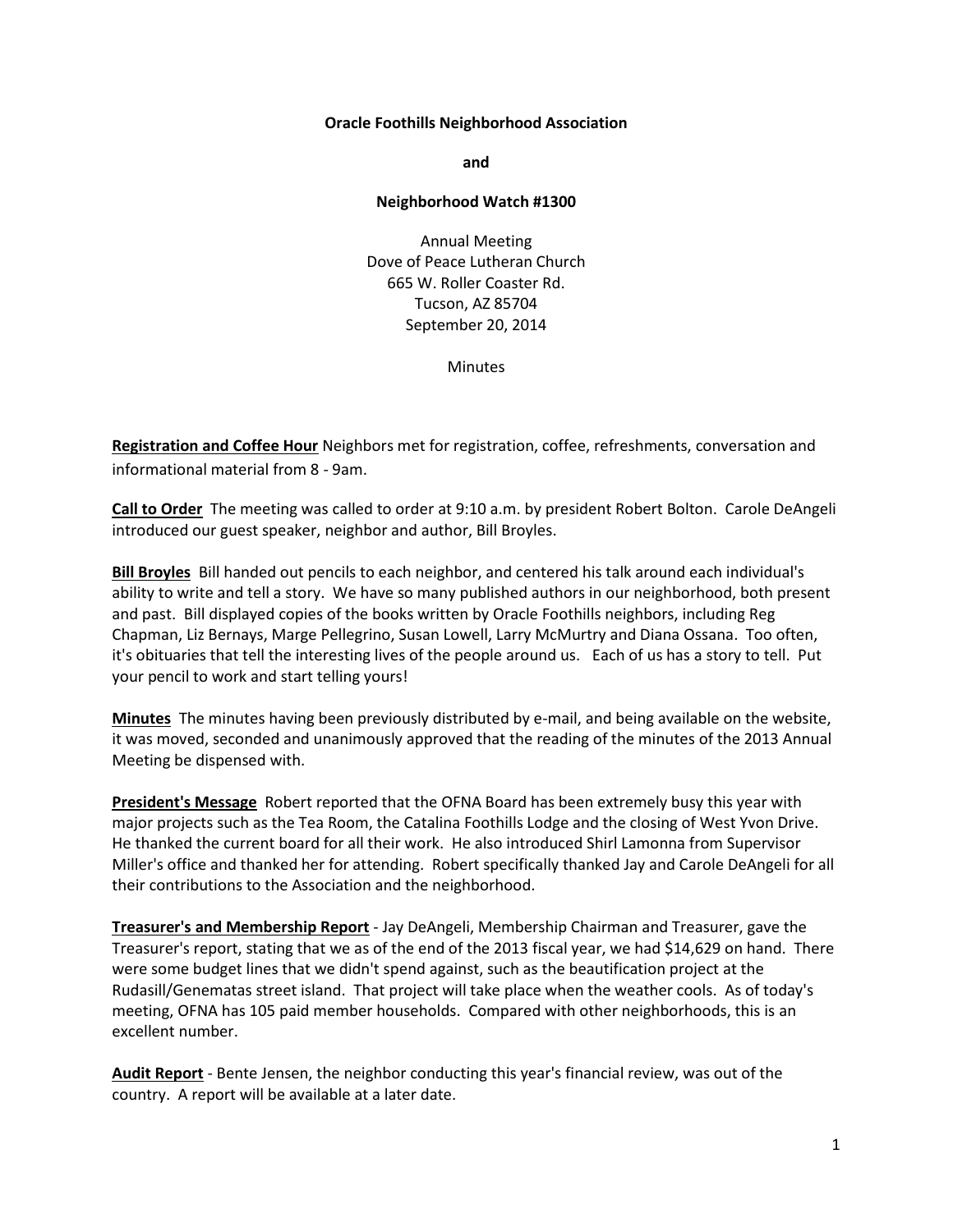**Oracle Foothills Neighborhood Association**

**and**

**Neighborhood Watch #1300**

Annual Meeting
Dove of Peace Lutheran Church
665 W. Roller Coaster Rd.
Tucson, AZ 85704
September 20, 2014

Minutes

**Registration and Coffee Hour** Neighbors met for registration, coffee, refreshments, conversation and informational material from 8 - 9am.

**Call to Order** The meeting was called to order at 9:10 a.m. by president Robert Bolton. Carole DeAngeli introduced our guest speaker, neighbor and author, Bill Broyles.

**Bill Broyles** Bill handed out pencils to each neighbor, and centered his talk around each individual's ability to write and tell a story. We have so many published authors in our neighborhood, both present and past. Bill displayed copies of the books written by Oracle Foothills neighbors, including Reg Chapman, Liz Bernays, Marge Pellegrino, Susan Lowell, Larry McMurtry and Diana Ossana. Too often, it's obituaries that tell the interesting lives of the people around us. Each of us has a story to tell. Put your pencil to work and start telling yours!

**Minutes** The minutes having been previously distributed by e-mail, and being available on the website, it was moved, seconded and unanimously approved that the reading of the minutes of the 2013 Annual Meeting be dispensed with.

**President's Message** Robert reported that the OFNA Board has been extremely busy this year with major projects such as the Tea Room, the Catalina Foothills Lodge and the closing of West Yvon Drive. He thanked the current board for all their work. He also introduced Shirl Lamonna from Supervisor Miller's office and thanked her for attending. Robert specifically thanked Jay and Carole DeAngeli for all their contributions to the Association and the neighborhood.

**Treasurer's and Membership Report** - Jay DeAngeli, Membership Chairman and Treasurer, gave the Treasurer's report, stating that we as of the end of the 2013 fiscal year, we had $14,629 on hand. There were some budget lines that we didn't spend against, such as the beautification project at the Rudasill/Genematas street island. That project will take place when the weather cools. As of today's meeting, OFNA has 105 paid member households. Compared with other neighborhoods, this is an excellent number.

**Audit Report** - Bente Jensen, the neighbor conducting this year's financial review, was out of the country. A report will be available at a later date.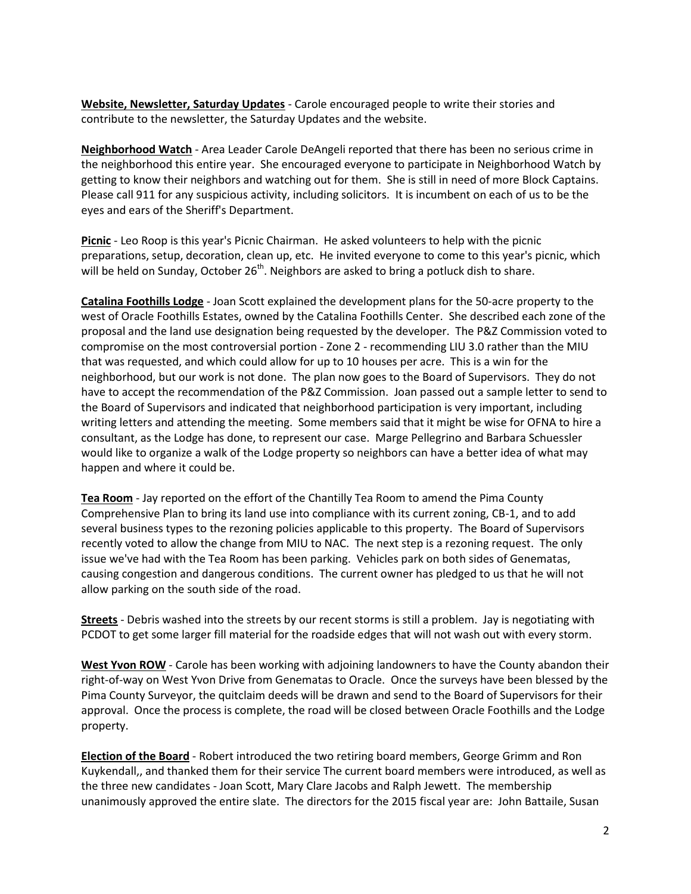**Website, Newsletter, Saturday Updates** - Carole encouraged people to write their stories and contribute to the newsletter, the Saturday Updates and the website.

**Neighborhood Watch** - Area Leader Carole DeAngeli reported that there has been no serious crime in the neighborhood this entire year. She encouraged everyone to participate in Neighborhood Watch by getting to know their neighbors and watching out for them. She is still in need of more Block Captains. Please call 911 for any suspicious activity, including solicitors. It is incumbent on each of us to be the eyes and ears of the Sheriff's Department.

**Picnic** - Leo Roop is this year's Picnic Chairman. He asked volunteers to help with the picnic preparations, setup, decoration, clean up, etc. He invited everyone to come to this year's picnic, which will be held on Sunday, October 26th. Neighbors are asked to bring a potluck dish to share.

**Catalina Foothills Lodge** - Joan Scott explained the development plans for the 50-acre property to the west of Oracle Foothills Estates, owned by the Catalina Foothills Center. She described each zone of the proposal and the land use designation being requested by the developer. The P&Z Commission voted to compromise on the most controversial portion - Zone 2 - recommending LIU 3.0 rather than the MIU that was requested, and which could allow for up to 10 houses per acre. This is a win for the neighborhood, but our work is not done. The plan now goes to the Board of Supervisors. They do not have to accept the recommendation of the P&Z Commission. Joan passed out a sample letter to send to the Board of Supervisors and indicated that neighborhood participation is very important, including writing letters and attending the meeting. Some members said that it might be wise for OFNA to hire a consultant, as the Lodge has done, to represent our case. Marge Pellegrino and Barbara Schuessler would like to organize a walk of the Lodge property so neighbors can have a better idea of what may happen and where it could be.

**Tea Room** - Jay reported on the effort of the Chantilly Tea Room to amend the Pima County Comprehensive Plan to bring its land use into compliance with its current zoning, CB-1, and to add several business types to the rezoning policies applicable to this property. The Board of Supervisors recently voted to allow the change from MIU to NAC. The next step is a rezoning request. The only issue we've had with the Tea Room has been parking. Vehicles park on both sides of Genematas, causing congestion and dangerous conditions. The current owner has pledged to us that he will not allow parking on the south side of the road.

**Streets** - Debris washed into the streets by our recent storms is still a problem. Jay is negotiating with PCDOT to get some larger fill material for the roadside edges that will not wash out with every storm.

**West Yvon ROW** - Carole has been working with adjoining landowners to have the County abandon their right-of-way on West Yvon Drive from Genematas to Oracle. Once the surveys have been blessed by the Pima County Surveyor, the quitclaim deeds will be drawn and send to the Board of Supervisors for their approval. Once the process is complete, the road will be closed between Oracle Foothills and the Lodge property.

**Election of the Board** - Robert introduced the two retiring board members, George Grimm and Ron Kuykendall,, and thanked them for their service The current board members were introduced, as well as the three new candidates - Joan Scott, Mary Clare Jacobs and Ralph Jewett. The membership unanimously approved the entire slate. The directors for the 2015 fiscal year are: John Battaile, Susan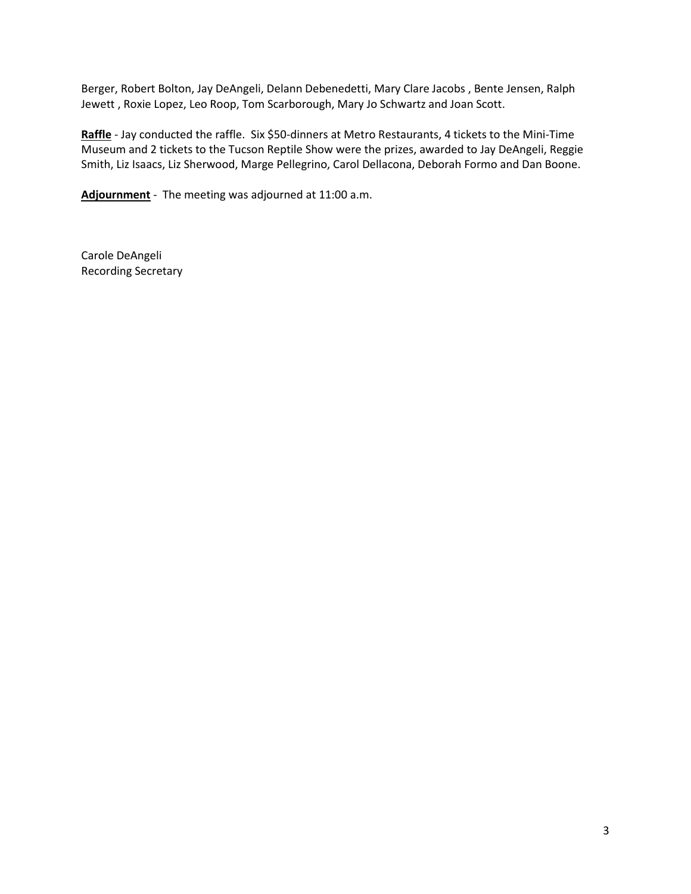Berger, Robert Bolton, Jay DeAngeli, Delann Debenedetti, Mary Clare Jacobs , Bente Jensen, Ralph Jewett , Roxie Lopez, Leo Roop, Tom Scarborough, Mary Jo Schwartz and Joan Scott.

**Raffle** - Jay conducted the raffle. Six $50-dinners at Metro Restaurants, 4 tickets to the Mini-Time Museum and 2 tickets to the Tucson Reptile Show were the prizes, awarded to Jay DeAngeli, Reggie Smith, Liz Isaacs, Liz Sherwood, Marge Pellegrino, Carol Dellacona, Deborah Formo and Dan Boone.

**Adjournment** - The meeting was adjourned at 11:00 a.m.

Carole DeAngeli
Recording Secretary